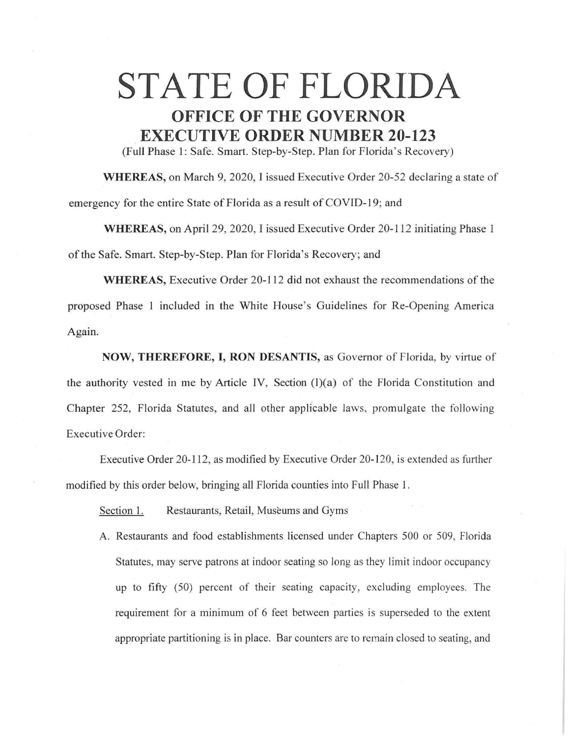# STATE OF FLORIDA

## OFFICE OF THE GOVERNOR

## EXECUTIVE ORDER NUMBER 20-123

(Full Phase 1: Safe. Smart. Step-by-Step. Plan for Florida's Recovery)

**WHEREAS,** on March 9, 2020, I issued Executive Order 20-52 declaring a state of emergency for the entire State of Florida as a result of COVID-19; and

**WHEREAS,** on April 29, 2020, I issued Executive Order 20-112 initiating Phase 1 of the Safe. Smart. Step-by-Step. Plan for Florida's Recovery; and

**WHEREAS,** Executive Order 20-112 did not exhaust the recommendations of the proposed Phase 1 included in the White House's Guidelines for Re-Opening America Again.

**NOW, THEREFORE, I, RON DESANTIS,** as Governor of Florida, by virtue of the authority vested in me by Article IV, Section (l)(a) of the Florida Constitution and Chapter 252, Florida Statutes, and all other applicable laws, promulgate the following Executive Order:

Executive Order 20-112, as modified by Executive Order 20-120, is extended as further modified by this order below, bringing all Florida counties into Full Phase 1.

Section 1. Restaurants, Retail, Museums and Gyms

A. Restaurants and food establishments licensed under Chapters 500 or 509, Florida Statutes, may serve patrons at indoor seating so long as they limit indoor occupancy up to fifty (50) percent of their seating capacity, excluding employees. The requirement for a minimum of 6 feet between parties is superseded to the extent appropriate partitioning is in place. Bar counters are to remain closed to seating, and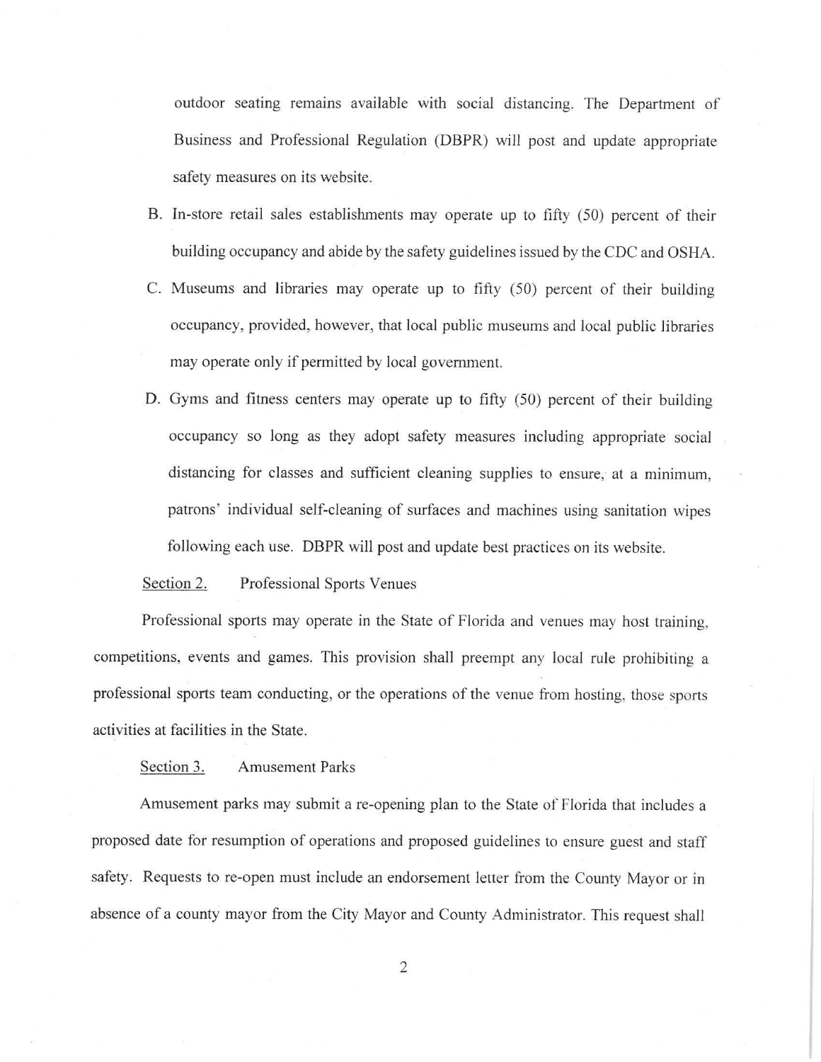outdoor seating remains available with social distancing. The Department of Business and Professional Regulation (DBPR) will post and update appropriate safety measures on its website.

B. In-store retail sales establishments may operate up to fifty (50) percent of their building occupancy and abide by the safety guidelines issued by the CDC and OSHA.

C. Museums and libraries may operate up to fifty (50) percent of their building occupancy, provided, however, that local public museums and local public libraries may operate only if permitted by local government.

D. Gyms and fitness centers may operate up to fifty (50) percent of their building occupancy so long as they adopt safety measures including appropriate social distancing for classes and sufficient cleaning supplies to ensure, at a minimum, patrons' individual self-cleaning of surfaces and machines using sanitation wipes following each use. DBPR will post and update best practices on its website.

<u>Section 2.</u> Professional Sports Venues

Professional sports may operate in the State of Florida and venues may host training, competitions, events and games. This provision shall preempt any local rule prohibiting a professional sports team conducting, or the operations of the venue from hosting, those sports activities at facilities in the State.

<u>Section 3.</u> Amusement Parks

Amusement parks may submit a re-opening plan to the State of Florida that includes a proposed date for resumption of operations and proposed guidelines to ensure guest and staff safety. Requests to re-open must include an endorsement letter from the County Mayor or in absence of a county mayor from the City Mayor and County Administrator. This request shall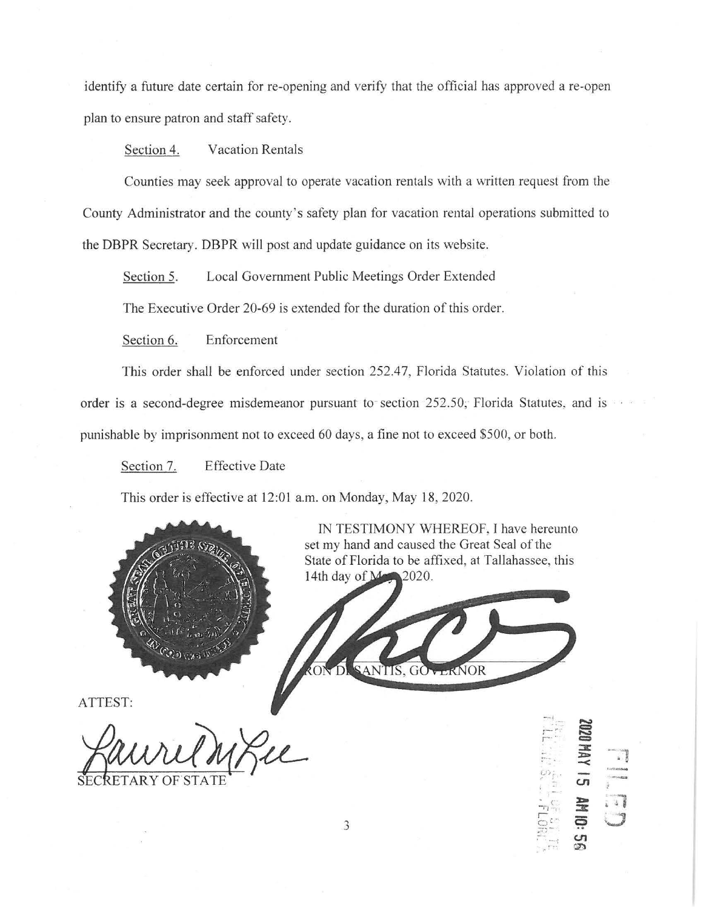identify a future date certain for re-opening and verify that the official has approved a re-open plan to ensure patron and staff safety.

Section 4. Vacation Rentals

Counties may seek approval to operate vacation rentals with a written request from the County Administrator and the county's safety plan for vacation rental operations submitted to the DBPR Secretary. DBPR will post and update guidance on its website.

Section 5. Local Government Public Meetings Order Extended

The Executive Order 20-69 is extended for the duration of this order.

Section 6. Enforcement

This order shall be enforced under section 252.47, Florida Statutes. Violation of this order is a second-degree misdemeanor pursuant to section 252.50, Florida Statutes, and is punishable by imprisonment not to exceed 60 days, a fine not to exceed $500, or both.

Section 7. Effective Date

This order is effective at 12:01 a.m. on Monday, May 18, 2020.

IN TESTIMONY WHEREOF, I have hereunto set my hand and caused the Great Seal of the State of Florida to be affixed, at Tallahassee, this 14th day of May, 2020.

RON DESANTIS, GOVERNOR

ATTEST:

SECRETARY OF STATE

FILED

2020 MAY 15 AM 10:56